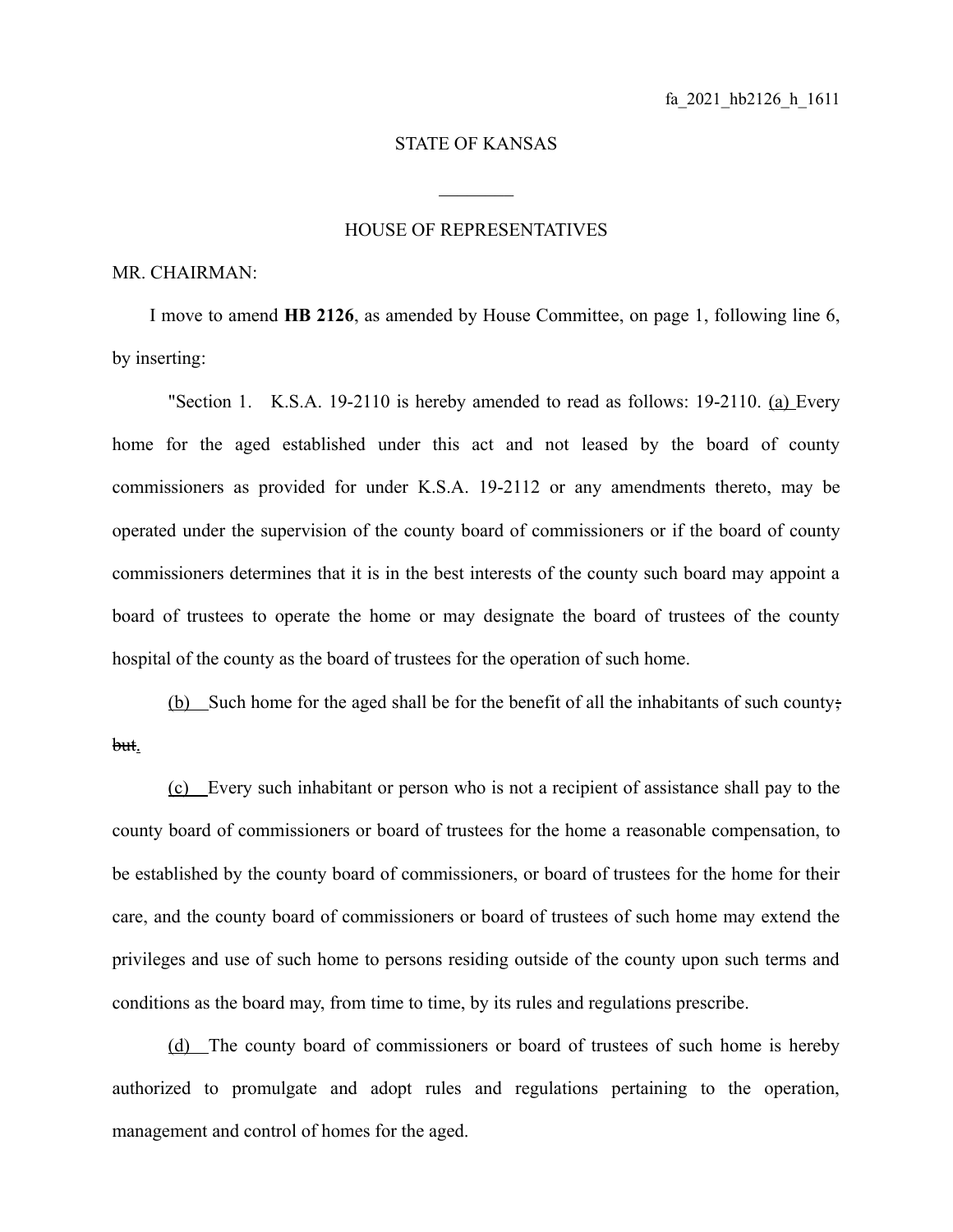fa_2021_hb2126_h_1611

STATE OF KANSAS

________

HOUSE OF REPRESENTATIVES

MR. CHAIRMAN:

I move to amend **HB 2126**, as amended by House Committee, on page 1, following line 6, by inserting:

"Section 1. K.S.A. 19-2110 is hereby amended to read as follows: 19-2110. <u>(a)</u> Every home for the aged established under this act and not leased by the board of county commissioners as provided for under K.S.A. 19-2112 or any amendments thereto, may be operated under the supervision of the county board of commissioners or if the board of county commissioners determines that it is in the best interests of the county such board may appoint a board of trustees to operate the home or may designate the board of trustees of the county hospital of the county as the board of trustees for the operation of such home.

<u>(b)</u> Such home for the aged shall be for the benefit of all the inhabitants of such county~~; but~~<u>.</u>

<u>(c)</u> Every such inhabitant or person who is not a recipient of assistance shall pay to the county board of commissioners or board of trustees for the home a reasonable compensation, to be established by the county board of commissioners, or board of trustees for the home for their care, and the county board of commissioners or board of trustees of such home may extend the privileges and use of such home to persons residing outside of the county upon such terms and conditions as the board may, from time to time, by its rules and regulations prescribe.

<u>(d)</u> The county board of commissioners or board of trustees of such home is hereby authorized to promulgate and adopt rules and regulations pertaining to the operation, management and control of homes for the aged.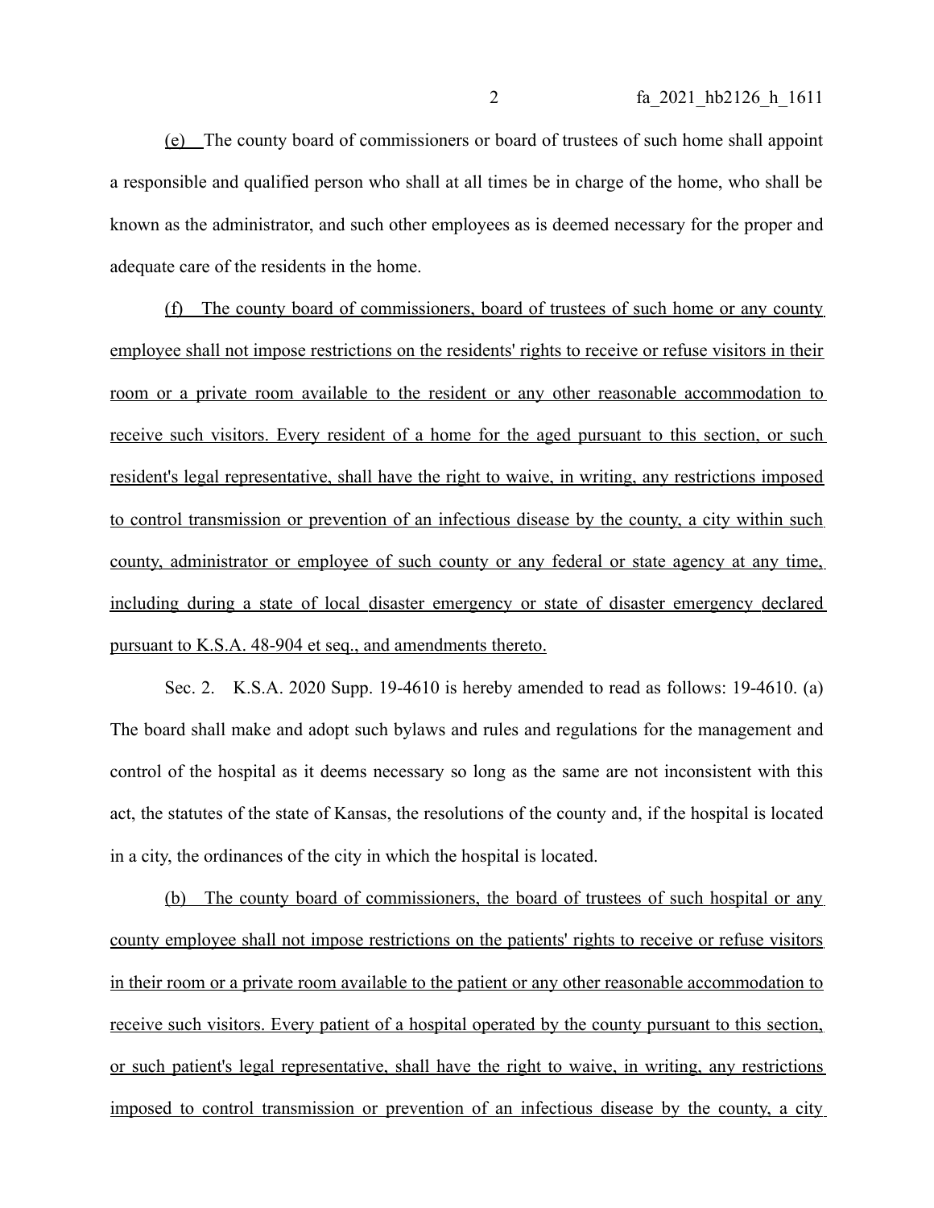(e) The county board of commissioners or board of trustees of such home shall appoint a responsible and qualified person who shall at all times be in charge of the home, who shall be known as the administrator, and such other employees as is deemed necessary for the proper and adequate care of the residents in the home.

(f) The county board of commissioners, board of trustees of such home or any county employee shall not impose restrictions on the residents' rights to receive or refuse visitors in their room or a private room available to the resident or any other reasonable accommodation to receive such visitors. Every resident of a home for the aged pursuant to this section, or such resident's legal representative, shall have the right to waive, in writing, any restrictions imposed to control transmission or prevention of an infectious disease by the county, a city within such county, administrator or employee of such county or any federal or state agency at any time, including during a state of local disaster emergency or state of disaster emergency declared pursuant to K.S.A. 48-904 et seq., and amendments thereto.

Sec. 2. K.S.A. 2020 Supp. 19-4610 is hereby amended to read as follows: 19-4610. (a) The board shall make and adopt such bylaws and rules and regulations for the management and control of the hospital as it deems necessary so long as the same are not inconsistent with this act, the statutes of the state of Kansas, the resolutions of the county and, if the hospital is located in a city, the ordinances of the city in which the hospital is located.

(b) The county board of commissioners, the board of trustees of such hospital or any county employee shall not impose restrictions on the patients' rights to receive or refuse visitors in their room or a private room available to the patient or any other reasonable accommodation to receive such visitors. Every patient of a hospital operated by the county pursuant to this section, or such patient's legal representative, shall have the right to waive, in writing, any restrictions imposed to control transmission or prevention of an infectious disease by the county, a city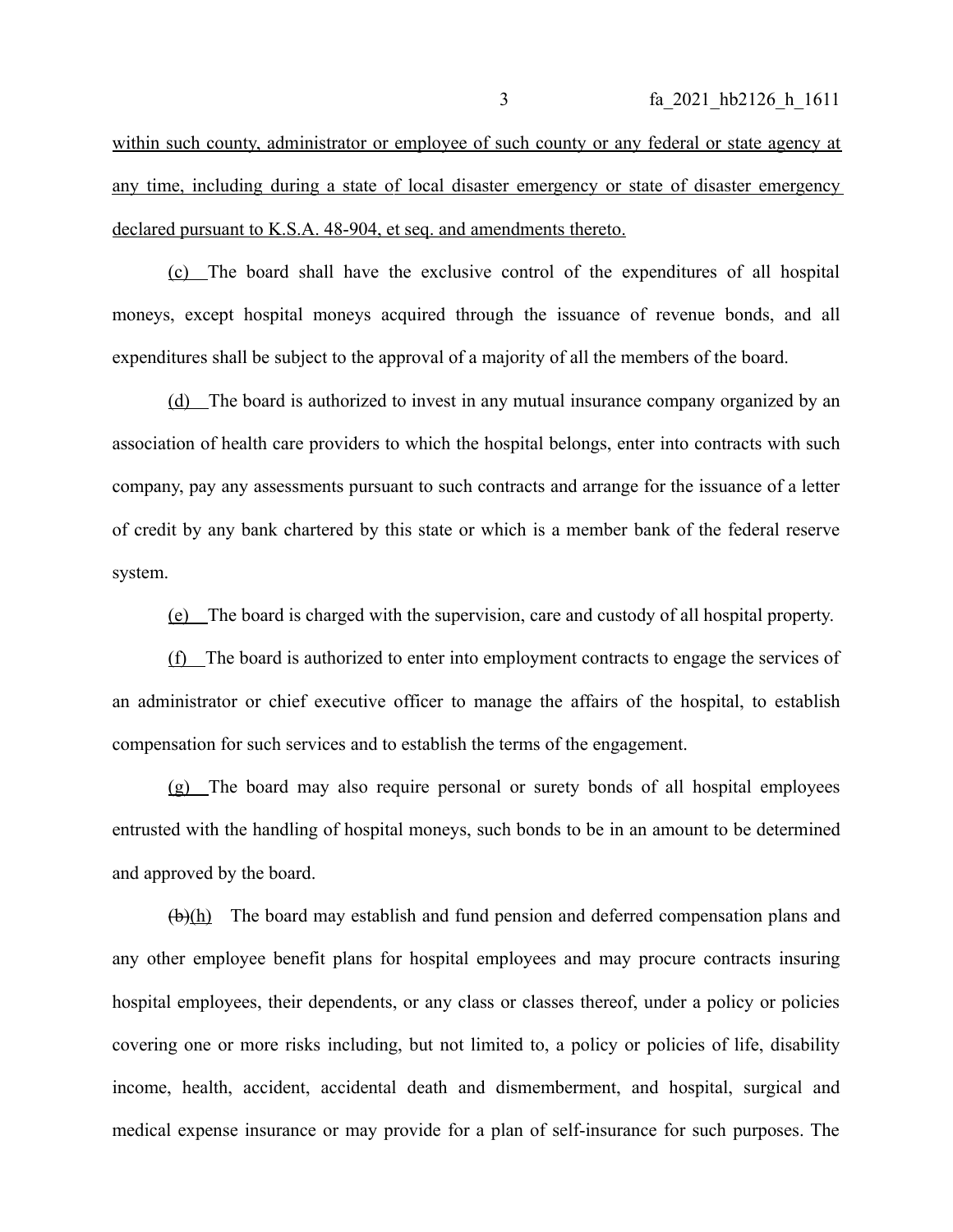within such county, administrator or employee of such county or any federal or state agency at any time, including during a state of local disaster emergency or state of disaster emergency declared pursuant to K.S.A. 48-904, et seq. and amendments thereto.

(c) The board shall have the exclusive control of the expenditures of all hospital moneys, except hospital moneys acquired through the issuance of revenue bonds, and all expenditures shall be subject to the approval of a majority of all the members of the board.

(d) The board is authorized to invest in any mutual insurance company organized by an association of health care providers to which the hospital belongs, enter into contracts with such company, pay any assessments pursuant to such contracts and arrange for the issuance of a letter of credit by any bank chartered by this state or which is a member bank of the federal reserve system.

(e) The board is charged with the supervision, care and custody of all hospital property.

(f) The board is authorized to enter into employment contracts to engage the services of an administrator or chief executive officer to manage the affairs of the hospital, to establish compensation for such services and to establish the terms of the engagement.

(g) The board may also require personal or surety bonds of all hospital employees entrusted with the handling of hospital moneys, such bonds to be in an amount to be determined and approved by the board.

~~(b)~~(h) The board may establish and fund pension and deferred compensation plans and any other employee benefit plans for hospital employees and may procure contracts insuring hospital employees, their dependents, or any class or classes thereof, under a policy or policies covering one or more risks including, but not limited to, a policy or policies of life, disability income, health, accident, accidental death and dismemberment, and hospital, surgical and medical expense insurance or may provide for a plan of self-insurance for such purposes. The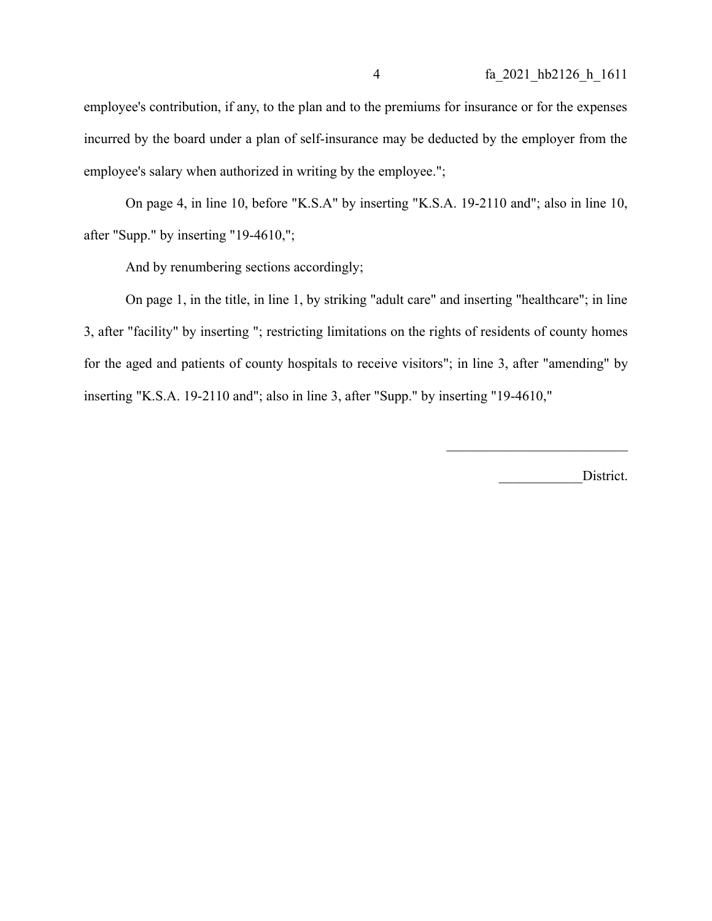employee's contribution, if any, to the plan and to the premiums for insurance or for the expenses incurred by the board under a plan of self-insurance may be deducted by the employer from the employee's salary when authorized in writing by the employee.";

On page 4, in line 10, before "K.S.A" by inserting "K.S.A. 19-2110 and"; also in line 10, after "Supp." by inserting "19-4610,";

And by renumbering sections accordingly;

On page 1, in the title, in line 1, by striking "adult care" and inserting "healthcare"; in line 3, after "facility" by inserting "; restricting limitations on the rights of residents of county homes for the aged and patients of county hospitals to receive visitors"; in line 3, after "amending" by inserting "K.S.A. 19-2110 and"; also in line 3, after "Supp." by inserting "19-4610,"

\_\_\_\_\_\_\_\_\_\_\_\_\_\_\_\_\_\_\_\_\_\_\_\_\_\_

\_\_\_\_\_\_\_\_\_\_\_\_District.